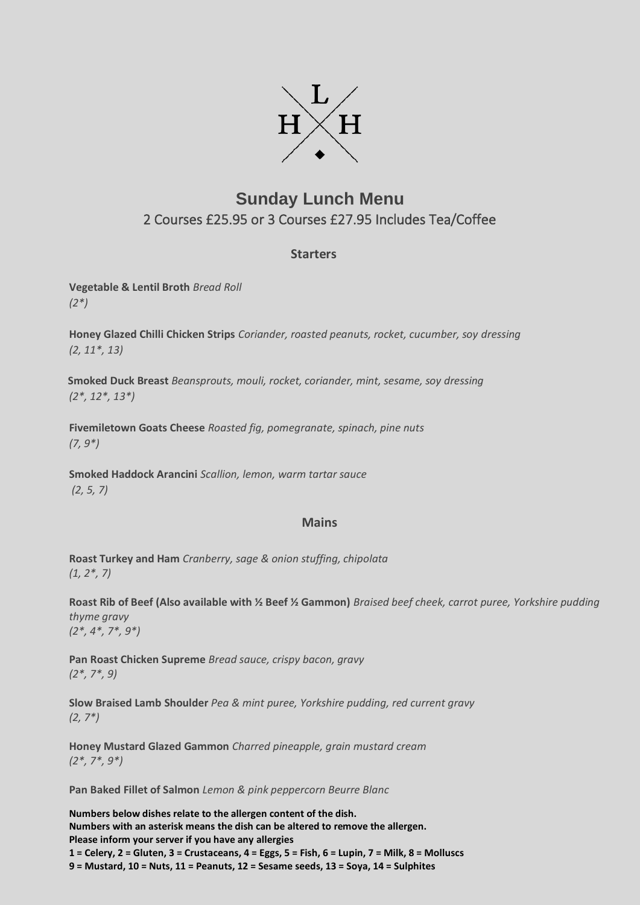# Sunday Lunch Menu

2 Courses £25.95 or 3 Courses £27.95 Includes Tea/Coffee

## Starters

**Vegetable & Lentil Broth** *Bread Roll*
*(2*)*

**Honey Glazed Chilli Chicken Strips** *Coriander, roasted peanuts, rocket, cucumber, soy dressing*
*(2, 11*, 13)*

**Smoked Duck Breast** *Beansprouts, mouli, rocket, coriander, mint, sesame, soy dressing*
*(2*, 12*, 13*)*

**Fivemiletown Goats Cheese** *Roasted fig, pomegranate, spinach, pine nuts*
*(7, 9*)*

**Smoked Haddock Arancini** *Scallion, lemon, warm tartar sauce*
*(2, 5, 7)*

## Mains

**Roast Turkey and Ham** *Cranberry, sage & onion stuffing, chipolata*
*(1, 2*, 7)*

**Roast Rib of Beef (Also available with ½ Beef ½ Gammon)** *Braised beef cheek, carrot puree, Yorkshire pudding thyme gravy*
*(2*, 4*, 7*, 9*)*

**Pan Roast Chicken Supreme** *Bread sauce, crispy bacon, gravy*
*(2*, 7*, 9)*

**Slow Braised Lamb Shoulder** *Pea & mint puree, Yorkshire pudding, red current gravy*
*(2, 7*)*

**Honey Mustard Glazed Gammon** *Charred pineapple, grain mustard cream*
*(2*, 7*, 9*)*

**Pan Baked Fillet of Salmon** *Lemon & pink peppercorn Beurre Blanc*

**Numbers below dishes relate to the allergen content of the dish.**
**Numbers with an asterisk means the dish can be altered to remove the allergen.**
**Please inform your server if you have any allergies**
**1 = Celery, 2 = Gluten, 3 = Crustaceans, 4 = Eggs, 5 = Fish, 6 = Lupin, 7 = Milk, 8 = Molluscs**
**9 = Mustard, 10 = Nuts, 11 = Peanuts, 12 = Sesame seeds, 13 = Soya, 14 = Sulphites**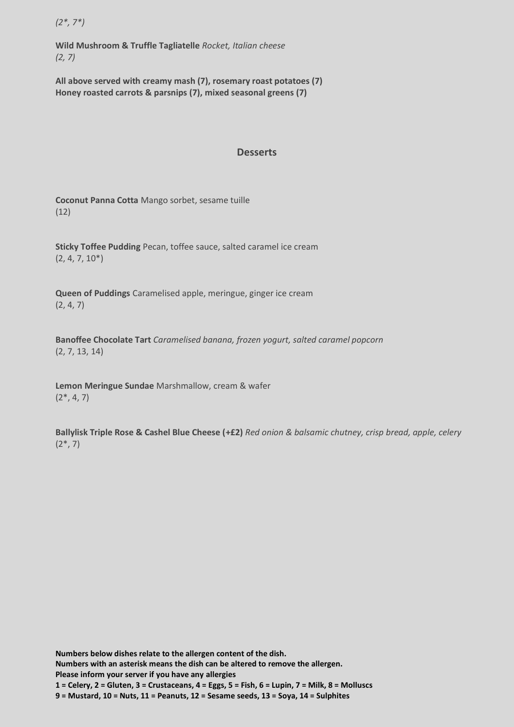*(2*, 7*)*

**Wild Mushroom & Truffle Tagliatelle** *Rocket, Italian cheese*
*(2, 7)*

**All above served with creamy mash (7), rosemary roast potatoes (7)**
**Honey roasted carrots & parsnips (7), mixed seasonal greens (7)**

## Desserts

**Coconut Panna Cotta** Mango sorbet, sesame tuille
(12)

**Sticky Toffee Pudding** Pecan, toffee sauce, salted caramel ice cream
(2, 4, 7, 10*)

**Queen of Puddings** Caramelised apple, meringue, ginger ice cream
(2, 4, 7)

**Banoffee Chocolate Tart** *Caramelised banana, frozen yogurt, salted caramel popcorn*
(2, 7, 13, 14)

**Lemon Meringue Sundae** Marshmallow, cream & wafer
(2*, 4, 7)

**Ballylisk Triple Rose & Cashel Blue Cheese (+£2)** *Red onion & balsamic chutney, crisp bread, apple, celery*
(2*, 7)

**Numbers below dishes relate to the allergen content of the dish.**
**Numbers with an asterisk means the dish can be altered to remove the allergen.**
**Please inform your server if you have any allergies**
**1 = Celery, 2 = Gluten, 3 = Crustaceans, 4 = Eggs, 5 = Fish, 6 = Lupin, 7 = Milk, 8 = Molluscs**
**9 = Mustard, 10 = Nuts, 11 = Peanuts, 12 = Sesame seeds, 13 = Soya, 14 = Sulphites**